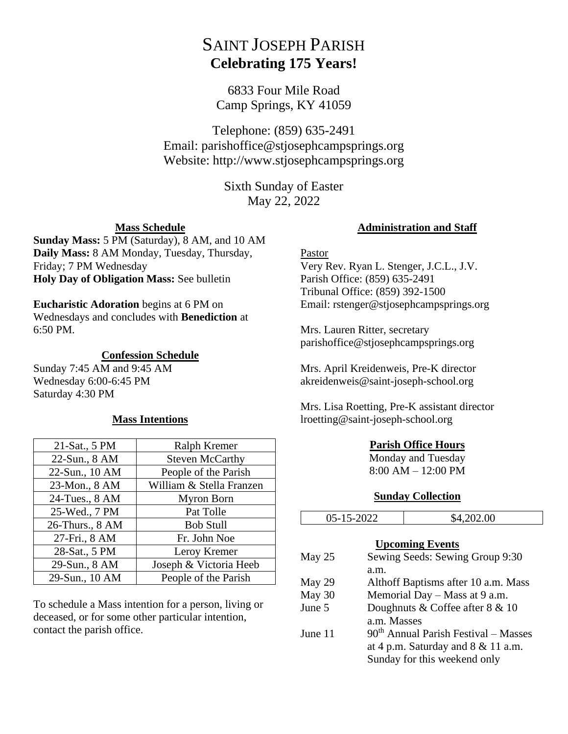# SAINT JOSEPH PARISH
## Celebrating 175 Years!

6833 Four Mile Road
Camp Springs, KY 41059

Telephone: (859) 635-2491
Email: parishoffice@stjosephcampsprings.org
Website: http://www.stjosephcampsprings.org

Sixth Sunday of Easter
May 22, 2022

### Mass Schedule

**Sunday Mass:** 5 PM (Saturday), 8 AM, and 10 AM
**Daily Mass:** 8 AM Monday, Tuesday, Thursday, Friday; 7 PM Wednesday
**Holy Day of Obligation Mass:** See bulletin

**Eucharistic Adoration** begins at 6 PM on Wednesdays and concludes with **Benediction** at 6:50 PM.

### Confession Schedule

Sunday 7:45 AM and 9:45 AM
Wednesday 6:00-6:45 PM
Saturday 4:30 PM

### Mass Intentions

| | |
|---|---|
| 21-Sat., 5 PM | Ralph Kremer |
| 22-Sun., 8 AM | Steven McCarthy |
| 22-Sun., 10 AM | People of the Parish |
| 23-Mon., 8 AM | William & Stella Franzen |
| 24-Tues., 8 AM | Myron Born |
| 25-Wed., 7 PM | Pat Tolle |
| 26-Thurs., 8 AM | Bob Stull |
| 27-Fri., 8 AM | Fr. John Noe |
| 28-Sat., 5 PM | Leroy Kremer |
| 29-Sun., 8 AM | Joseph & Victoria Heeb |
| 29-Sun., 10 AM | People of the Parish |

To schedule a Mass intention for a person, living or deceased, or for some other particular intention, contact the parish office.

### Administration and Staff

Pastor
Very Rev. Ryan L. Stenger, J.C.L., J.V.
Parish Office: (859) 635-2491
Tribunal Office: (859) 392-1500
Email: rstenger@stjosephcampsprings.org

Mrs. Lauren Ritter, secretary
parishoffice@stjosephcampsprings.org

Mrs. April Kreidenweis, Pre-K director
akreidenweis@saint-joseph-school.org

Mrs. Lisa Roetting, Pre-K assistant director
lroetting@saint-joseph-school.org

### Parish Office Hours

Monday and Tuesday
8:00 AM – 12:00 PM

### Sunday Collection

| | |
|---|---|
| 05-15-2022 | $4,202.00 |

### Upcoming Events

| | |
|---|---|
| May 25 | Sewing Seeds: Sewing Group 9:30 a.m. |
| May 29 | Althoff Baptisms after 10 a.m. Mass |
| May 30 | Memorial Day – Mass at 9 a.m. |
| June 5 | Doughnuts & Coffee after 8 & 10 a.m. Masses |
| June 11 | 90th Annual Parish Festival – Masses at 4 p.m. Saturday and 8 & 11 a.m. Sunday for this weekend only |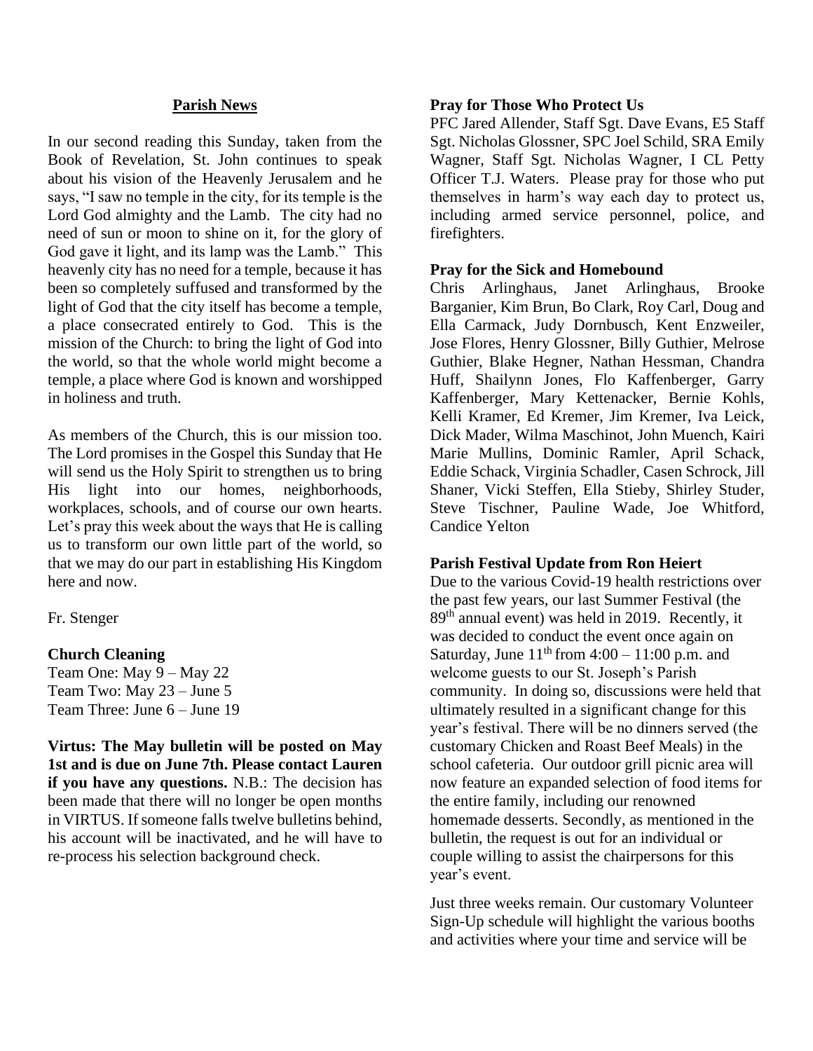## Parish News

In our second reading this Sunday, taken from the Book of Revelation, St. John continues to speak about his vision of the Heavenly Jerusalem and he says, "I saw no temple in the city, for its temple is the Lord God almighty and the Lamb. The city had no need of sun or moon to shine on it, for the glory of God gave it light, and its lamp was the Lamb." This heavenly city has no need for a temple, because it has been so completely suffused and transformed by the light of God that the city itself has become a temple, a place consecrated entirely to God. This is the mission of the Church: to bring the light of God into the world, so that the whole world might become a temple, a place where God is known and worshipped in holiness and truth.

As members of the Church, this is our mission too. The Lord promises in the Gospel this Sunday that He will send us the Holy Spirit to strengthen us to bring His light into our homes, neighborhoods, workplaces, schools, and of course our own hearts. Let's pray this week about the ways that He is calling us to transform our own little part of the world, so that we may do our part in establishing His Kingdom here and now.

Fr. Stenger

**Church Cleaning**

Team One: May 9 – May 22
Team Two: May 23 – June 5
Team Three: June 6 – June 19

**Virtus: The May bulletin will be posted on May 1st and is due on June 7th. Please contact Lauren if you have any questions.** N.B.: The decision has been made that there will no longer be open months in VIRTUS. If someone falls twelve bulletins behind, his account will be inactivated, and he will have to re-process his selection background check.

**Pray for Those Who Protect Us**

PFC Jared Allender, Staff Sgt. Dave Evans, E5 Staff Sgt. Nicholas Glossner, SPC Joel Schild, SRA Emily Wagner, Staff Sgt. Nicholas Wagner, I CL Petty Officer T.J. Waters. Please pray for those who put themselves in harm's way each day to protect us, including armed service personnel, police, and firefighters.

**Pray for the Sick and Homebound**

Chris Arlinghaus, Janet Arlinghaus, Brooke Barganier, Kim Brun, Bo Clark, Roy Carl, Doug and Ella Carmack, Judy Dornbusch, Kent Enzweiler, Jose Flores, Henry Glossner, Billy Guthier, Melrose Guthier, Blake Hegner, Nathan Hessman, Chandra Huff, Shailynn Jones, Flo Kaffenberger, Garry Kaffenberger, Mary Kettenacker, Bernie Kohls, Kelli Kramer, Ed Kremer, Jim Kremer, Iva Leick, Dick Mader, Wilma Maschinot, John Muench, Kairi Marie Mullins, Dominic Ramler, April Schack, Eddie Schack, Virginia Schadler, Casen Schrock, Jill Shaner, Vicki Steffen, Ella Stieby, Shirley Studer, Steve Tischner, Pauline Wade, Joe Whitford, Candice Yelton

**Parish Festival Update from Ron Heiert**

Due to the various Covid-19 health restrictions over the past few years, our last Summer Festival (the 89th annual event) was held in 2019. Recently, it was decided to conduct the event once again on Saturday, June 11th from 4:00 – 11:00 p.m. and welcome guests to our St. Joseph's Parish community. In doing so, discussions were held that ultimately resulted in a significant change for this year's festival. There will be no dinners served (the customary Chicken and Roast Beef Meals) in the school cafeteria. Our outdoor grill picnic area will now feature an expanded selection of food items for the entire family, including our renowned homemade desserts. Secondly, as mentioned in the bulletin, the request is out for an individual or couple willing to assist the chairpersons for this year's event.

Just three weeks remain. Our customary Volunteer Sign-Up schedule will highlight the various booths and activities where your time and service will be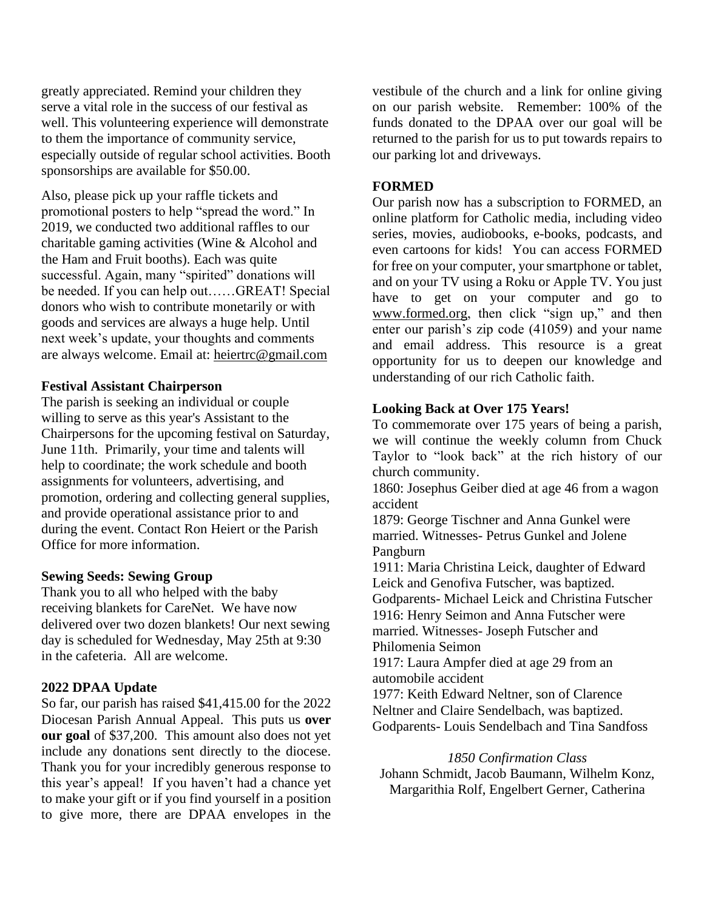greatly appreciated. Remind your children they serve a vital role in the success of our festival as well. This volunteering experience will demonstrate to them the importance of community service, especially outside of regular school activities. Booth sponsorships are available for $50.00.

Also, please pick up your raffle tickets and promotional posters to help "spread the word." In 2019, we conducted two additional raffles to our charitable gaming activities (Wine & Alcohol and the Ham and Fruit booths). Each was quite successful. Again, many "spirited" donations will be needed. If you can help out……GREAT! Special donors who wish to contribute monetarily or with goods and services are always a huge help. Until next week's update, your thoughts and comments are always welcome. Email at: heiertrc@gmail.com

**Festival Assistant Chairperson**

The parish is seeking an individual or couple willing to serve as this year's Assistant to the Chairpersons for the upcoming festival on Saturday, June 11th. Primarily, your time and talents will help to coordinate; the work schedule and booth assignments for volunteers, advertising, and promotion, ordering and collecting general supplies, and provide operational assistance prior to and during the event. Contact Ron Heiert or the Parish Office for more information.

**Sewing Seeds: Sewing Group**

Thank you to all who helped with the baby receiving blankets for CareNet. We have now delivered over two dozen blankets! Our next sewing day is scheduled for Wednesday, May 25th at 9:30 in the cafeteria. All are welcome.

**2022 DPAA Update**

So far, our parish has raised $41,415.00 for the 2022 Diocesan Parish Annual Appeal. This puts us **over our goal** of $37,200. This amount also does not yet include any donations sent directly to the diocese. Thank you for your incredibly generous response to this year's appeal! If you haven't had a chance yet to make your gift or if you find yourself in a position to give more, there are DPAA envelopes in the vestibule of the church and a link for online giving on our parish website. Remember: 100% of the funds donated to the DPAA over our goal will be returned to the parish for us to put towards repairs to our parking lot and driveways.

**FORMED**

Our parish now has a subscription to FORMED, an online platform for Catholic media, including video series, movies, audiobooks, e-books, podcasts, and even cartoons for kids! You can access FORMED for free on your computer, your smartphone or tablet, and on your TV using a Roku or Apple TV. You just have to get on your computer and go to www.formed.org, then click "sign up," and then enter our parish's zip code (41059) and your name and email address. This resource is a great opportunity for us to deepen our knowledge and understanding of our rich Catholic faith.

**Looking Back at Over 175 Years!**

To commemorate over 175 years of being a parish, we will continue the weekly column from Chuck Taylor to "look back" at the rich history of our church community.

1860: Josephus Geiber died at age 46 from a wagon accident

1879: George Tischner and Anna Gunkel were married. Witnesses- Petrus Gunkel and Jolene Pangburn

1911: Maria Christina Leick, daughter of Edward Leick and Genofiva Futscher, was baptized. Godparents- Michael Leick and Christina Futscher

1916: Henry Seimon and Anna Futscher were married. Witnesses- Joseph Futscher and Philomenia Seimon

1917: Laura Ampfer died at age 29 from an automobile accident

1977: Keith Edward Neltner, son of Clarence Neltner and Claire Sendelbach, was baptized. Godparents- Louis Sendelbach and Tina Sandfoss

*1850 Confirmation Class*

Johann Schmidt, Jacob Baumann, Wilhelm Konz, Margarithia Rolf, Engelbert Gerner, Catherina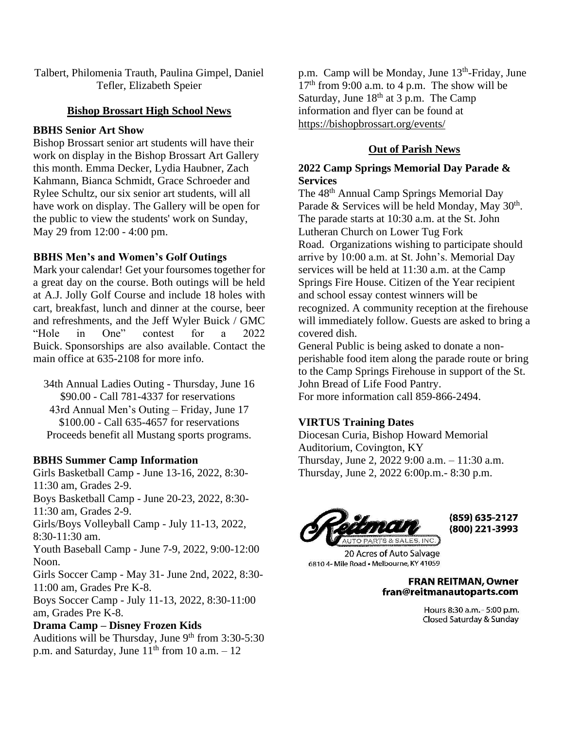Talbert, Philomenia Trauth, Paulina Gimpel, Daniel Tefler, Elizabeth Speier

## Bishop Brossart High School News

### BBHS Senior Art Show

Bishop Brossart senior art students will have their work on display in the Bishop Brossart Art Gallery this month. Emma Decker, Lydia Haubner, Zach Kahmann, Bianca Schmidt, Grace Schroeder and Rylee Schultz, our six senior art students, will all have work on display. The Gallery will be open for the public to view the students' work on Sunday, May 29 from 12:00 - 4:00 pm.

### BBHS Men's and Women's Golf Outings

Mark your calendar! Get your foursomes together for a great day on the course. Both outings will be held at A.J. Jolly Golf Course and include 18 holes with cart, breakfast, lunch and dinner at the course, beer and refreshments, and the Jeff Wyler Buick / GMC "Hole in One" contest for a 2022 Buick. Sponsorships are also available. Contact the main office at 635-2108 for more info.

34th Annual Ladies Outing - Thursday, June 16
$90.00 - Call 781-4337 for reservations
43rd Annual Men's Outing – Friday, June 17
$100.00 - Call 635-4657 for reservations
Proceeds benefit all Mustang sports programs.

### BBHS Summer Camp Information

Girls Basketball Camp - June 13-16, 2022, 8:30-11:30 am, Grades 2-9.
Boys Basketball Camp - June 20-23, 2022, 8:30-11:30 am, Grades 2-9.
Girls/Boys Volleyball Camp - July 11-13, 2022, 8:30-11:30 am.
Youth Baseball Camp - June 7-9, 2022, 9:00-12:00 Noon.
Girls Soccer Camp - May 31- June 2nd, 2022, 8:30-11:00 am, Grades Pre K-8.
Boys Soccer Camp - July 11-13, 2022, 8:30-11:00 am, Grades Pre K-8.

**Drama Camp – Disney Frozen Kids**
Auditions will be Thursday, June 9th from 3:30-5:30 p.m. and Saturday, June 11th from 10 a.m. – 12 p.m. Camp will be Monday, June 13th-Friday, June 17th from 9:00 a.m. to 4 p.m. The show will be Saturday, June 18th at 3 p.m. The Camp information and flyer can be found at https://bishopbrossart.org/events/

## Out of Parish News

### 2022 Camp Springs Memorial Day Parade & Services

The 48th Annual Camp Springs Memorial Day Parade & Services will be held Monday, May 30th. The parade starts at 10:30 a.m. at the St. John Lutheran Church on Lower Tug Fork Road. Organizations wishing to participate should arrive by 10:00 a.m. at St. John's. Memorial Day services will be held at 11:30 a.m. at the Camp Springs Fire House. Citizen of the Year recipient and school essay contest winners will be recognized. A community reception at the firehouse will immediately follow. Guests are asked to bring a covered dish.

General Public is being asked to donate a non-perishable food item along the parade route or bring to the Camp Springs Firehouse in support of the St. John Bread of Life Food Pantry.
For more information call 859-866-2494.

### VIRTUS Training Dates

Diocesan Curia, Bishop Howard Memorial Auditorium, Covington, KY
Thursday, June 2, 2022 9:00 a.m. – 11:30 a.m.
Thursday, June 2, 2022 6:00p.m.- 8:30 p.m.

Reitman AUTO PARTS & SALES, INC.
(859) 635-2127
(800) 221-3993
20 Acres of Auto Salvage
6810 4- Mile Road • Melbourne, KY 41059

**FRAN REITMAN, Owner**
**fran@reitmanautoparts.com**

Hours 8:30 a.m. - 5:00 p.m.
Closed Saturday & Sunday